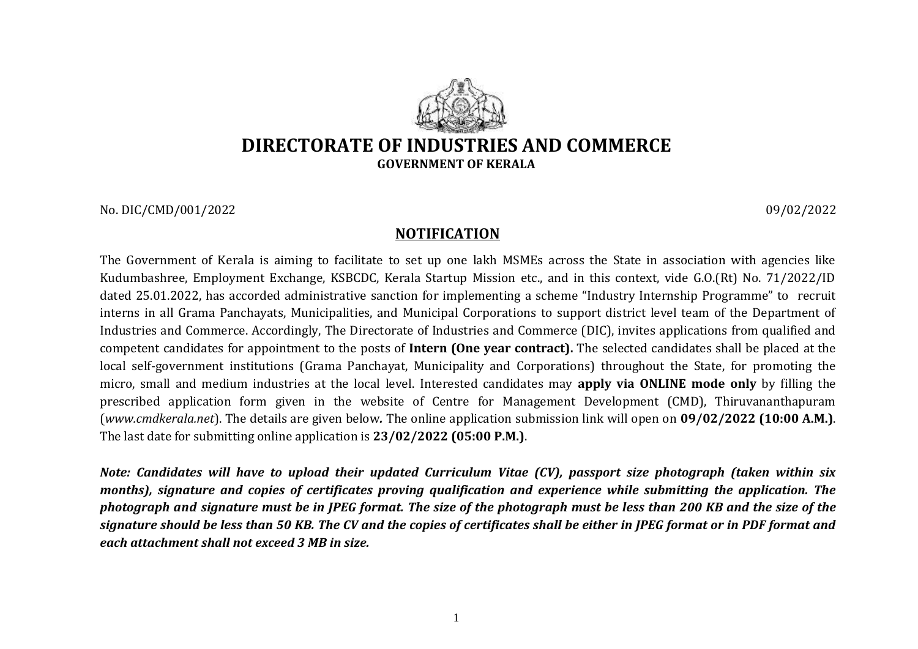# DIRECTORATE OF INDUSTRIES AND COMMERCE

**GOVERNMENT OF KERALA**

No. DIC/CMD/001/2022 09/02/2022

## NOTIFICATION

The Government of Kerala is aiming to facilitate to set up one lakh MSMEs across the State in association with agencies like Kudumbashree, Employment Exchange, KSBCDC, Kerala Startup Mission etc., and in this context, vide G.O.(Rt) No. 71/2022/ID dated 25.01.2022, has accorded administrative sanction for implementing a scheme "Industry Internship Programme" to recruit interns in all Grama Panchayats, Municipalities, and Municipal Corporations to support district level team of the Department of Industries and Commerce. Accordingly, The Directorate of Industries and Commerce (DIC), invites applications from qualified and competent candidates for appointment to the posts of **Intern (One year contract).** The selected candidates shall be placed at the local self-government institutions (Grama Panchayat, Municipality and Corporations) throughout the State, for promoting the micro, small and medium industries at the local level. Interested candidates may **apply via ONLINE mode only** by filling the prescribed application form given in the website of Centre for Management Development (CMD), Thiruvananthapuram (*www.cmdkerala.net*). The details are given below**.** The online application submission link will open on **09/02/2022 (10:00 A.M.)**. The last date for submitting online application is **23/02/2022 (05:00 P.M.)**.

***Note: Candidates will have to upload their updated Curriculum Vitae (CV), passport size photograph (taken within six months), signature and copies of certificates proving qualification and experience while submitting the application. The photograph and signature must be in JPEG format. The size of the photograph must be less than 200 KB and the size of the signature should be less than 50 KB. The CV and the copies of certificates shall be either in JPEG format or in PDF format and each attachment shall not exceed 3 MB in size.***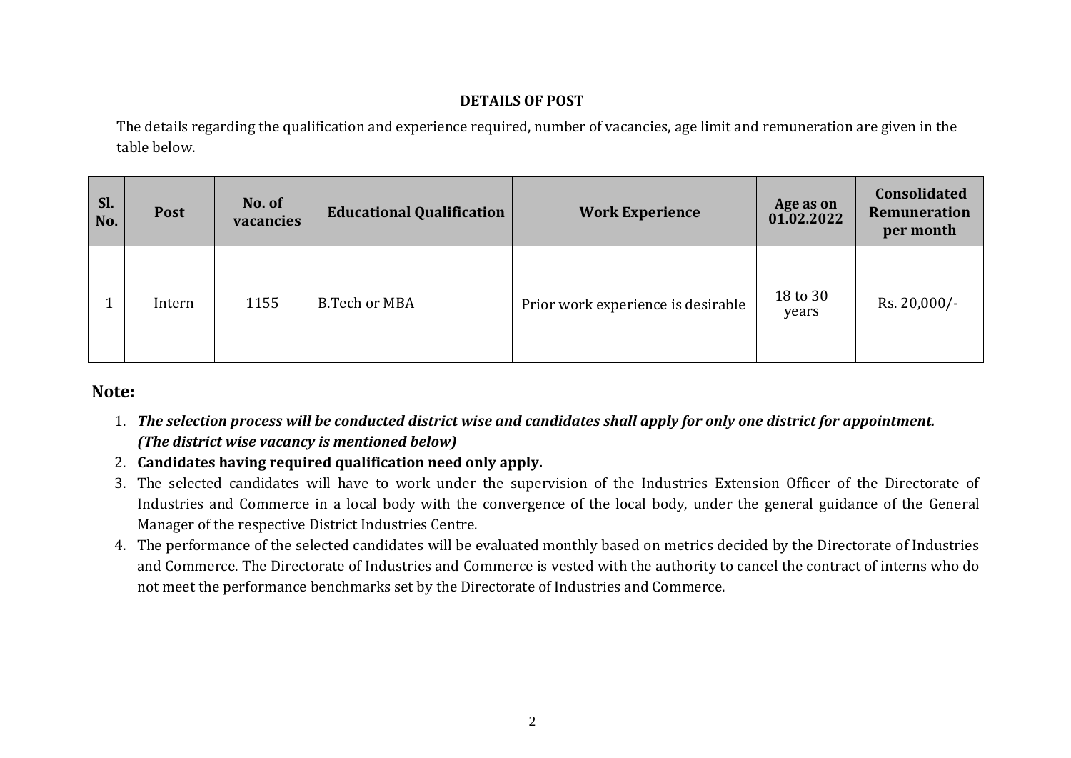## DETAILS OF POST

The details regarding the qualification and experience required, number of vacancies, age limit and remuneration are given in the table below.

| Sl. No. | Post | No. of vacancies | Educational Qualification | Work Experience | Age as on 01.02.2022 | Consolidated Remuneration per month |
|---|---|---|---|---|---|---|
| 1 | Intern | 1155 | B.Tech or MBA | Prior work experience is desirable | 18 to 30 years | Rs. 20,000/- |

**Note:**

1. ***The selection process will be conducted district wise and candidates shall apply for only one district for appointment. (The district wise vacancy is mentioned below)***
2. **Candidates having required qualification need only apply.**
3. The selected candidates will have to work under the supervision of the Industries Extension Officer of the Directorate of Industries and Commerce in a local body with the convergence of the local body, under the general guidance of the General Manager of the respective District Industries Centre.
4. The performance of the selected candidates will be evaluated monthly based on metrics decided by the Directorate of Industries and Commerce. The Directorate of Industries and Commerce is vested with the authority to cancel the contract of interns who do not meet the performance benchmarks set by the Directorate of Industries and Commerce.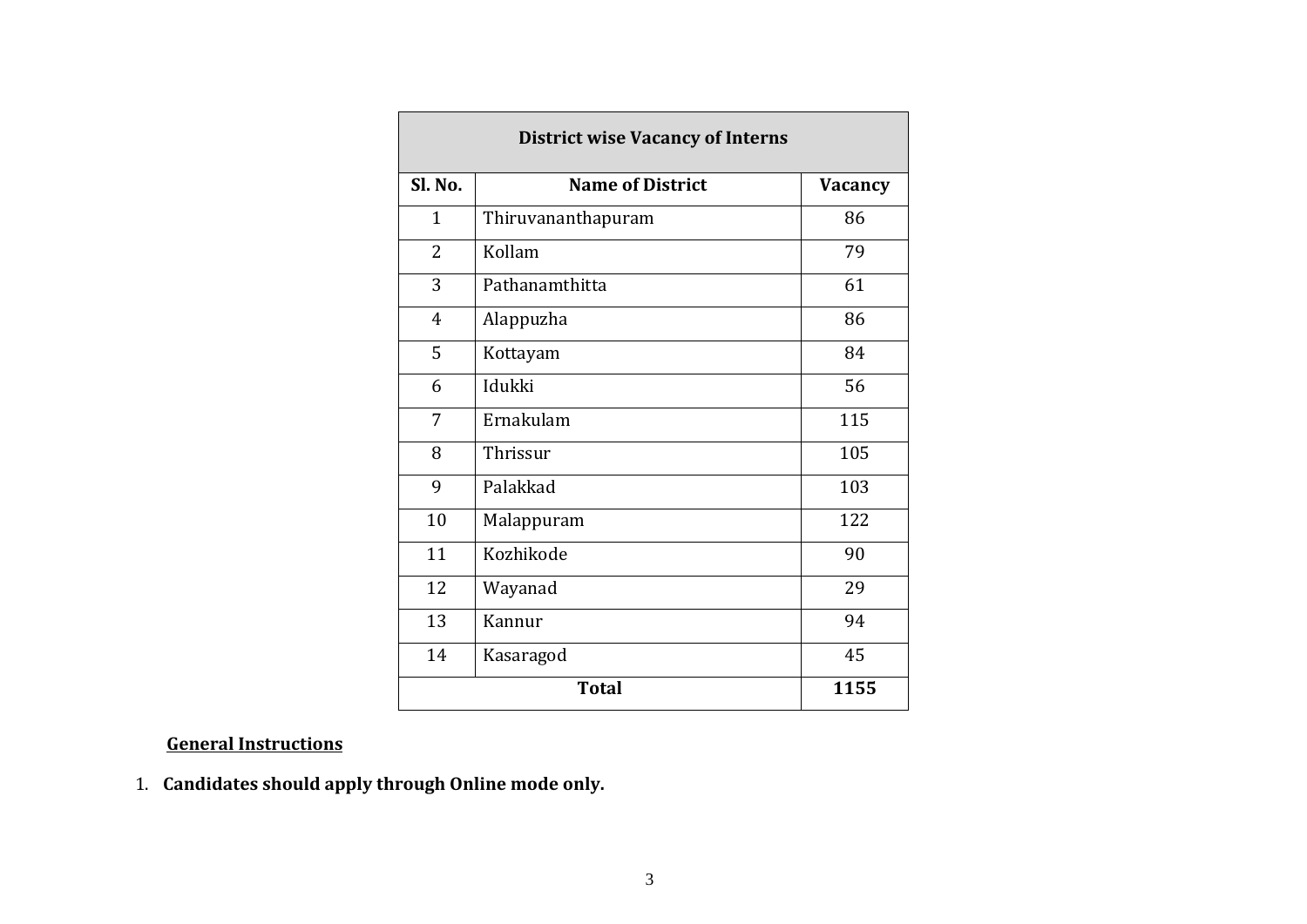| District wise Vacancy of Interns | | |
|---|---|---|
| **Sl. No.** | **Name of District** | **Vacancy** |
| 1 | Thiruvananthapuram | 86 |
| 2 | Kollam | 79 |
| 3 | Pathanamthitta | 61 |
| 4 | Alappuzha | 86 |
| 5 | Kottayam | 84 |
| 6 | Idukki | 56 |
| 7 | Ernakulam | 115 |
| 8 | Thrissur | 105 |
| 9 | Palakkad | 103 |
| 10 | Malappuram | 122 |
| 11 | Kozhikode | 90 |
| 12 | Wayanad | 29 |
| 13 | Kannur | 94 |
| 14 | Kasaragod | 45 |
| **Total** | | **1155** |

**General Instructions**

1. **Candidates should apply through Online mode only.**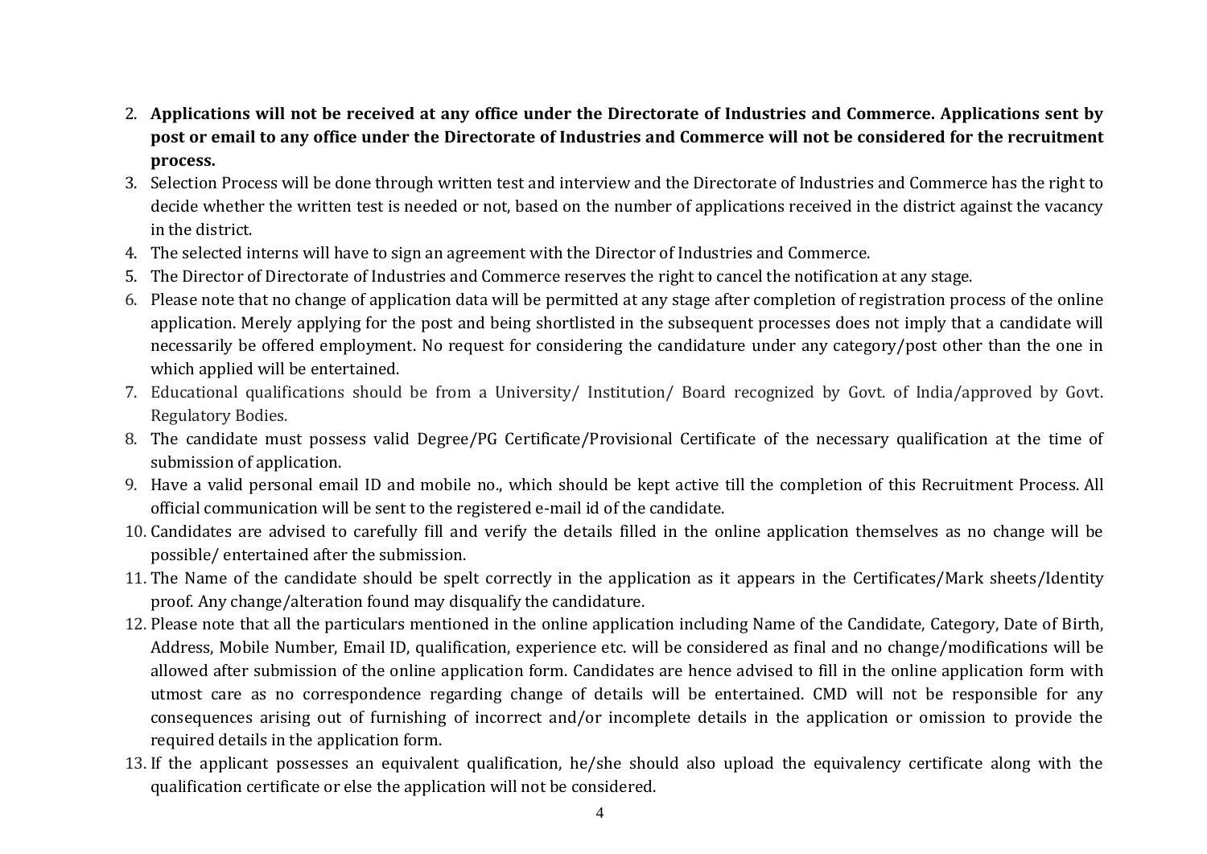2. **Applications will not be received at any office under the Directorate of Industries and Commerce. Applications sent by post or email to any office under the Directorate of Industries and Commerce will not be considered for the recruitment process.**
3. Selection Process will be done through written test and interview and the Directorate of Industries and Commerce has the right to decide whether the written test is needed or not, based on the number of applications received in the district against the vacancy in the district.
4. The selected interns will have to sign an agreement with the Director of Industries and Commerce.
5. The Director of Directorate of Industries and Commerce reserves the right to cancel the notification at any stage.
6. Please note that no change of application data will be permitted at any stage after completion of registration process of the online application. Merely applying for the post and being shortlisted in the subsequent processes does not imply that a candidate will necessarily be offered employment. No request for considering the candidature under any category/post other than the one in which applied will be entertained.
7. Educational qualifications should be from a University/ Institution/ Board recognized by Govt. of India/approved by Govt. Regulatory Bodies.
8. The candidate must possess valid Degree/PG Certificate/Provisional Certificate of the necessary qualification at the time of submission of application.
9. Have a valid personal email ID and mobile no., which should be kept active till the completion of this Recruitment Process. All official communication will be sent to the registered e-mail id of the candidate.
10. Candidates are advised to carefully fill and verify the details filled in the online application themselves as no change will be possible/ entertained after the submission.
11. The Name of the candidate should be spelt correctly in the application as it appears in the Certificates/Mark sheets/Identity proof. Any change/alteration found may disqualify the candidature.
12. Please note that all the particulars mentioned in the online application including Name of the Candidate, Category, Date of Birth, Address, Mobile Number, Email ID, qualification, experience etc. will be considered as final and no change/modifications will be allowed after submission of the online application form. Candidates are hence advised to fill in the online application form with utmost care as no correspondence regarding change of details will be entertained. CMD will not be responsible for any consequences arising out of furnishing of incorrect and/or incomplete details in the application or omission to provide the required details in the application form.
13. If the applicant possesses an equivalent qualification, he/she should also upload the equivalency certificate along with the qualification certificate or else the application will not be considered.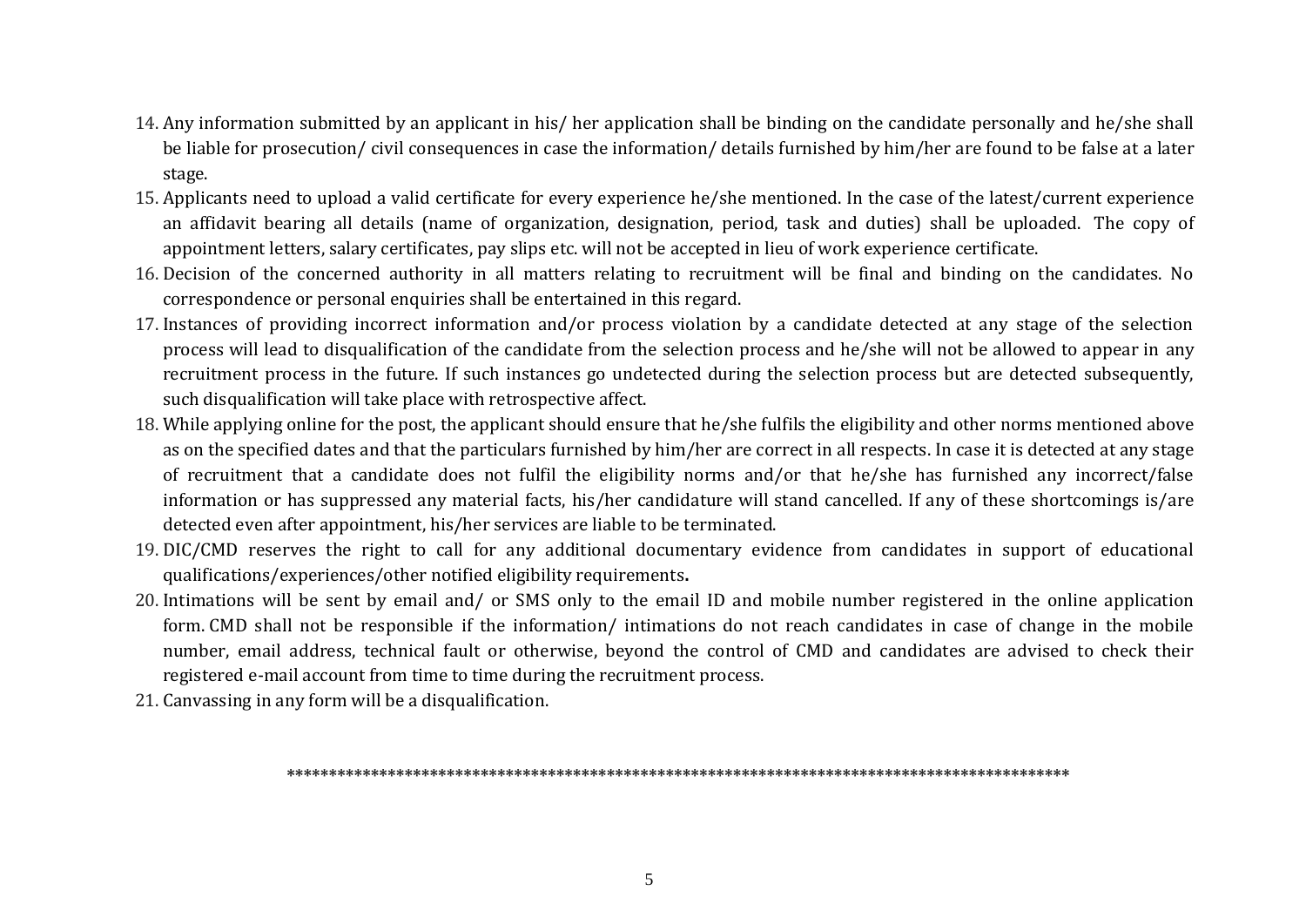14. Any information submitted by an applicant in his/ her application shall be binding on the candidate personally and he/she shall be liable for prosecution/ civil consequences in case the information/ details furnished by him/her are found to be false at a later stage.
15. Applicants need to upload a valid certificate for every experience he/she mentioned. In the case of the latest/current experience an affidavit bearing all details (name of organization, designation, period, task and duties) shall be uploaded. The copy of appointment letters, salary certificates, pay slips etc. will not be accepted in lieu of work experience certificate.
16. Decision of the concerned authority in all matters relating to recruitment will be final and binding on the candidates. No correspondence or personal enquiries shall be entertained in this regard.
17. Instances of providing incorrect information and/or process violation by a candidate detected at any stage of the selection process will lead to disqualification of the candidate from the selection process and he/she will not be allowed to appear in any recruitment process in the future. If such instances go undetected during the selection process but are detected subsequently, such disqualification will take place with retrospective affect.
18. While applying online for the post, the applicant should ensure that he/she fulfils the eligibility and other norms mentioned above as on the specified dates and that the particulars furnished by him/her are correct in all respects. In case it is detected at any stage of recruitment that a candidate does not fulfil the eligibility norms and/or that he/she has furnished any incorrect/false information or has suppressed any material facts, his/her candidature will stand cancelled. If any of these shortcomings is/are detected even after appointment, his/her services are liable to be terminated.
19. DIC/CMD reserves the right to call for any additional documentary evidence from candidates in support of educational qualifications/experiences/other notified eligibility requirements**.**
20. Intimations will be sent by email and/ or SMS only to the email ID and mobile number registered in the online application form. CMD shall not be responsible if the information/ intimations do not reach candidates in case of change in the mobile number, email address, technical fault or otherwise, beyond the control of CMD and candidates are advised to check their registered e-mail account from time to time during the recruitment process.
21. Canvassing in any form will be a disqualification.

************************************************************************************************